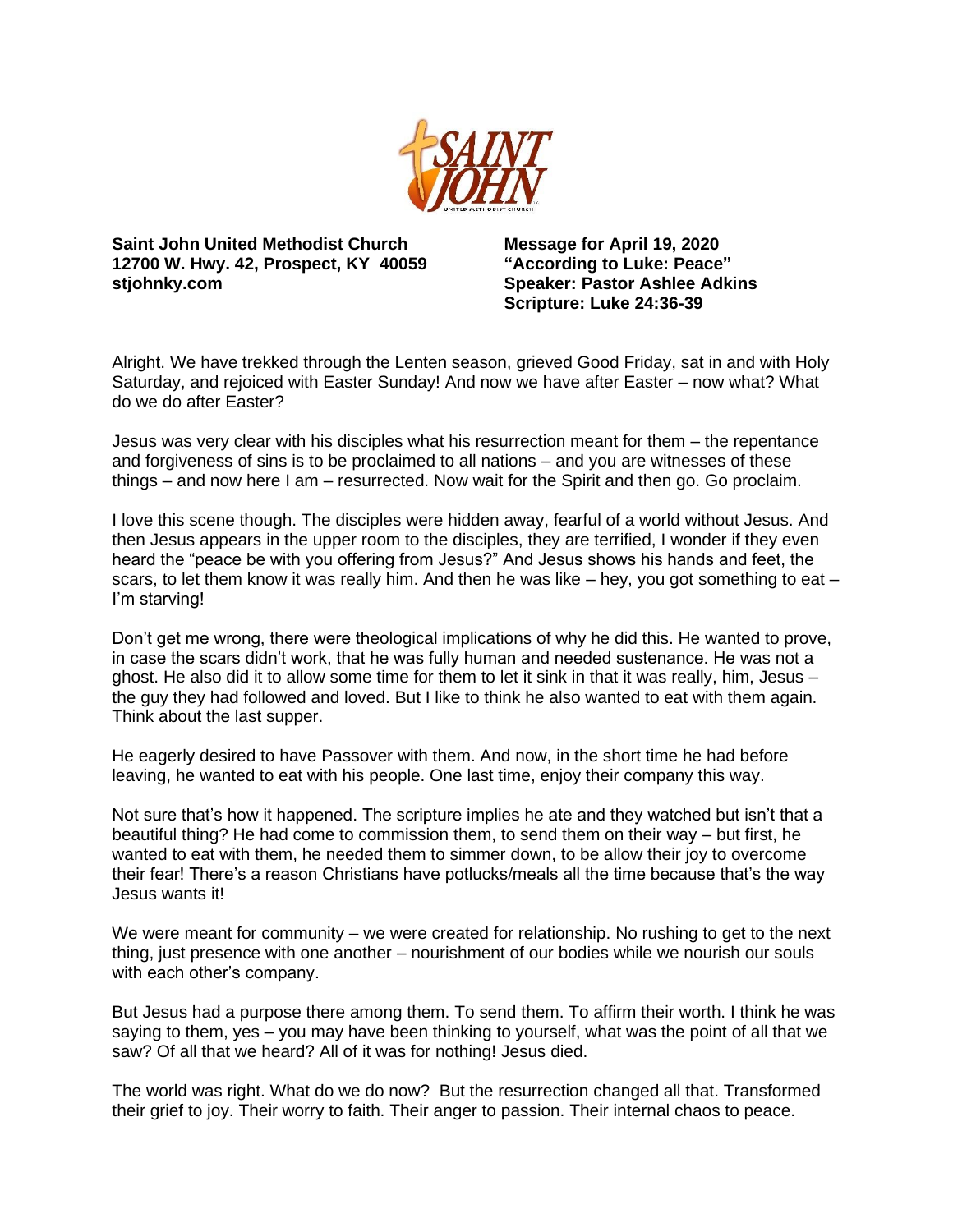**Saint John United Methodist Church**
**12700 W. Hwy. 42, Prospect, KY 40059**
**stjohnky.com**

**Message for April 19, 2020**
**"According to Luke: Peace"**
**Speaker: Pastor Ashlee Adkins**
**Scripture: Luke 24:36-39**

Alright. We have trekked through the Lenten season, grieved Good Friday, sat in and with Holy Saturday, and rejoiced with Easter Sunday! And now we have after Easter – now what? What do we do after Easter?

Jesus was very clear with his disciples what his resurrection meant for them – the repentance and forgiveness of sins is to be proclaimed to all nations – and you are witnesses of these things – and now here I am – resurrected. Now wait for the Spirit and then go. Go proclaim.

I love this scene though. The disciples were hidden away, fearful of a world without Jesus. And then Jesus appears in the upper room to the disciples, they are terrified, I wonder if they even heard the "peace be with you offering from Jesus?" And Jesus shows his hands and feet, the scars, to let them know it was really him. And then he was like – hey, you got something to eat – I'm starving!

Don't get me wrong, there were theological implications of why he did this. He wanted to prove, in case the scars didn't work, that he was fully human and needed sustenance. He was not a ghost. He also did it to allow some time for them to let it sink in that it was really, him, Jesus – the guy they had followed and loved. But I like to think he also wanted to eat with them again. Think about the last supper.

He eagerly desired to have Passover with them. And now, in the short time he had before leaving, he wanted to eat with his people. One last time, enjoy their company this way.

Not sure that's how it happened. The scripture implies he ate and they watched but isn't that a beautiful thing? He had come to commission them, to send them on their way – but first, he wanted to eat with them, he needed them to simmer down, to be allow their joy to overcome their fear! There's a reason Christians have potlucks/meals all the time because that's the way Jesus wants it!

We were meant for community – we were created for relationship. No rushing to get to the next thing, just presence with one another – nourishment of our bodies while we nourish our souls with each other's company.

But Jesus had a purpose there among them. To send them. To affirm their worth. I think he was saying to them, yes – you may have been thinking to yourself, what was the point of all that we saw? Of all that we heard? All of it was for nothing! Jesus died.

The world was right. What do we do now? But the resurrection changed all that. Transformed their grief to joy. Their worry to faith. Their anger to passion. Their internal chaos to peace.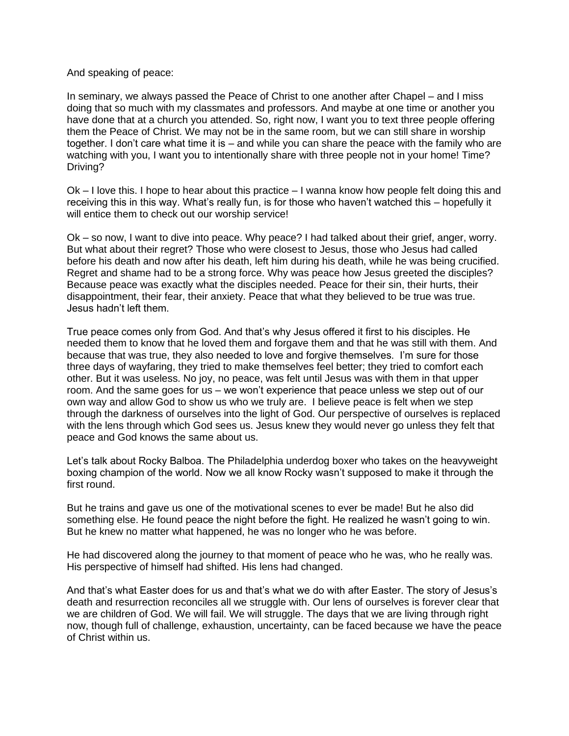And speaking of peace:

In seminary, we always passed the Peace of Christ to one another after Chapel – and I miss doing that so much with my classmates and professors. And maybe at one time or another you have done that at a church you attended. So, right now, I want you to text three people offering them the Peace of Christ. We may not be in the same room, but we can still share in worship together. I don't care what time it is – and while you can share the peace with the family who are watching with you, I want you to intentionally share with three people not in your home! Time? Driving?

Ok – I love this. I hope to hear about this practice – I wanna know how people felt doing this and receiving this in this way. What's really fun, is for those who haven't watched this – hopefully it will entice them to check out our worship service!

Ok – so now, I want to dive into peace. Why peace? I had talked about their grief, anger, worry. But what about their regret? Those who were closest to Jesus, those who Jesus had called before his death and now after his death, left him during his death, while he was being crucified. Regret and shame had to be a strong force. Why was peace how Jesus greeted the disciples? Because peace was exactly what the disciples needed. Peace for their sin, their hurts, their disappointment, their fear, their anxiety. Peace that what they believed to be true was true. Jesus hadn't left them.

True peace comes only from God. And that's why Jesus offered it first to his disciples. He needed them to know that he loved them and forgave them and that he was still with them. And because that was true, they also needed to love and forgive themselves. I'm sure for those three days of wayfaring, they tried to make themselves feel better; they tried to comfort each other. But it was useless. No joy, no peace, was felt until Jesus was with them in that upper room. And the same goes for us – we won't experience that peace unless we step out of our own way and allow God to show us who we truly are. I believe peace is felt when we step through the darkness of ourselves into the light of God. Our perspective of ourselves is replaced with the lens through which God sees us. Jesus knew they would never go unless they felt that peace and God knows the same about us.

Let's talk about Rocky Balboa. The Philadelphia underdog boxer who takes on the heavyweight boxing champion of the world. Now we all know Rocky wasn't supposed to make it through the first round.

But he trains and gave us one of the motivational scenes to ever be made! But he also did something else. He found peace the night before the fight. He realized he wasn't going to win. But he knew no matter what happened, he was no longer who he was before.

He had discovered along the journey to that moment of peace who he was, who he really was. His perspective of himself had shifted. His lens had changed.

And that's what Easter does for us and that's what we do with after Easter. The story of Jesus's death and resurrection reconciles all we struggle with. Our lens of ourselves is forever clear that we are children of God. We will fail. We will struggle. The days that we are living through right now, though full of challenge, exhaustion, uncertainty, can be faced because we have the peace of Christ within us.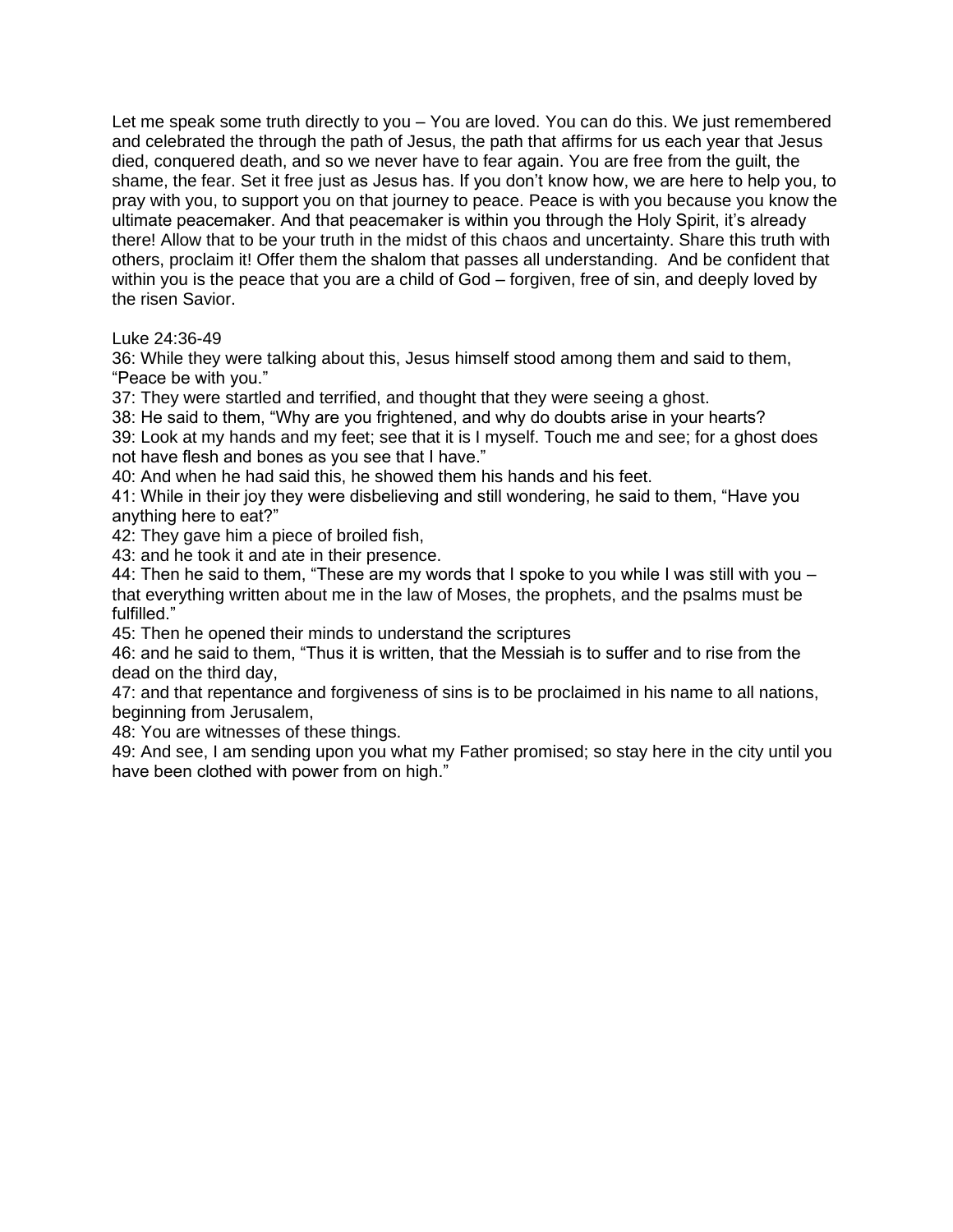Let me speak some truth directly to you – You are loved. You can do this. We just remembered and celebrated the through the path of Jesus, the path that affirms for us each year that Jesus died, conquered death, and so we never have to fear again. You are free from the guilt, the shame, the fear. Set it free just as Jesus has. If you don't know how, we are here to help you, to pray with you, to support you on that journey to peace. Peace is with you because you know the ultimate peacemaker. And that peacemaker is within you through the Holy Spirit, it's already there! Allow that to be your truth in the midst of this chaos and uncertainty. Share this truth with others, proclaim it! Offer them the shalom that passes all understanding. And be confident that within you is the peace that you are a child of God – forgiven, free of sin, and deeply loved by the risen Savior.

Luke 24:36-49

36: While they were talking about this, Jesus himself stood among them and said to them, "Peace be with you."

37: They were startled and terrified, and thought that they were seeing a ghost.

38: He said to them, "Why are you frightened, and why do doubts arise in your hearts?

39: Look at my hands and my feet; see that it is I myself. Touch me and see; for a ghost does not have flesh and bones as you see that I have."

40: And when he had said this, he showed them his hands and his feet.

41: While in their joy they were disbelieving and still wondering, he said to them, "Have you anything here to eat?"

42: They gave him a piece of broiled fish,

43: and he took it and ate in their presence.

44: Then he said to them, "These are my words that I spoke to you while I was still with you – that everything written about me in the law of Moses, the prophets, and the psalms must be fulfilled."

45: Then he opened their minds to understand the scriptures

46: and he said to them, "Thus it is written, that the Messiah is to suffer and to rise from the dead on the third day,

47: and that repentance and forgiveness of sins is to be proclaimed in his name to all nations, beginning from Jerusalem,

48: You are witnesses of these things.

49: And see, I am sending upon you what my Father promised; so stay here in the city until you have been clothed with power from on high."